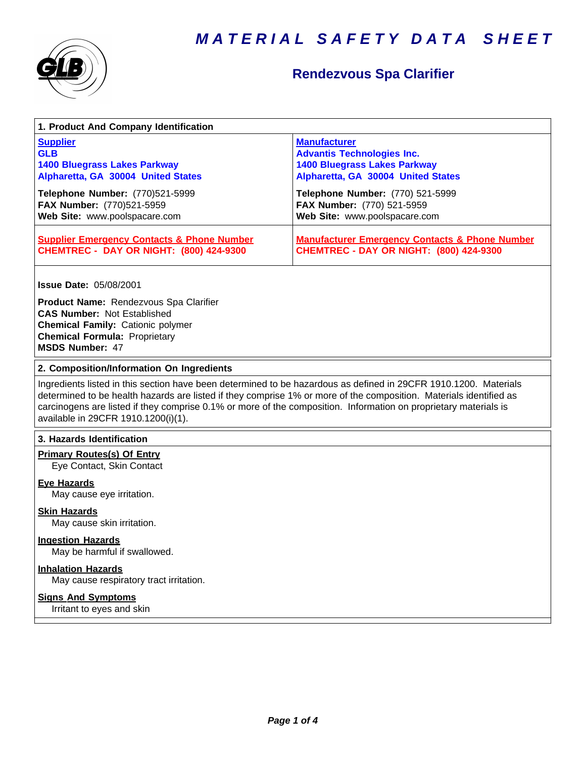# MATERIAL SAFETY DATA SHEET

## Rendezvous Spa Clarifier

### 1. Product And Company Identification

| Supplier | Manufacturer |
|---|---|
| **GLB**<br>**1400 Bluegrass Lakes Parkway**<br>**Alpharetta, GA 30004 United States** | **Advantis Technologies Inc.**<br>**1400 Bluegrass Lakes Parkway**<br>**Alpharetta, GA 30004 United States** |
| **Telephone Number:** (770)521-5999<br>**FAX Number:** (770)521-5959<br>**Web Site:** www.poolspacare.com | **Telephone Number:** (770) 521-5999<br>**FAX Number:** (770) 521-5959<br>**Web Site:** www.poolspacare.com |
| **Supplier Emergency Contacts & Phone Number**<br>**CHEMTREC - DAY OR NIGHT: (800) 424-9300** | **Manufacturer Emergency Contacts & Phone Number**<br>**CHEMTREC - DAY OR NIGHT: (800) 424-9300** |

**Issue Date:** 05/08/2001

**Product Name:** Rendezvous Spa Clarifier
**CAS Number:** Not Established
**Chemical Family:** Cationic polymer
**Chemical Formula:** Proprietary
**MSDS Number:** 47

### 2. Composition/Information On Ingredients

Ingredients listed in this section have been determined to be hazardous as defined in 29CFR 1910.1200. Materials determined to be health hazards are listed if they comprise 1% or more of the composition. Materials identified as carcinogens are listed if they comprise 0.1% or more of the composition. Information on proprietary materials is available in 29CFR 1910.1200(i)(1).

### 3. Hazards Identification

**Primary Route(s) Of Entry**
Eye Contact, Skin Contact

**Eye Hazards**
May cause eye irritation.

**Skin Hazards**
May cause skin irritation.

**Ingestion Hazards**
May be harmful if swallowed.

**Inhalation Hazards**
May cause respiratory tract irritation.

**Signs And Symptoms**
Irritant to eyes and skin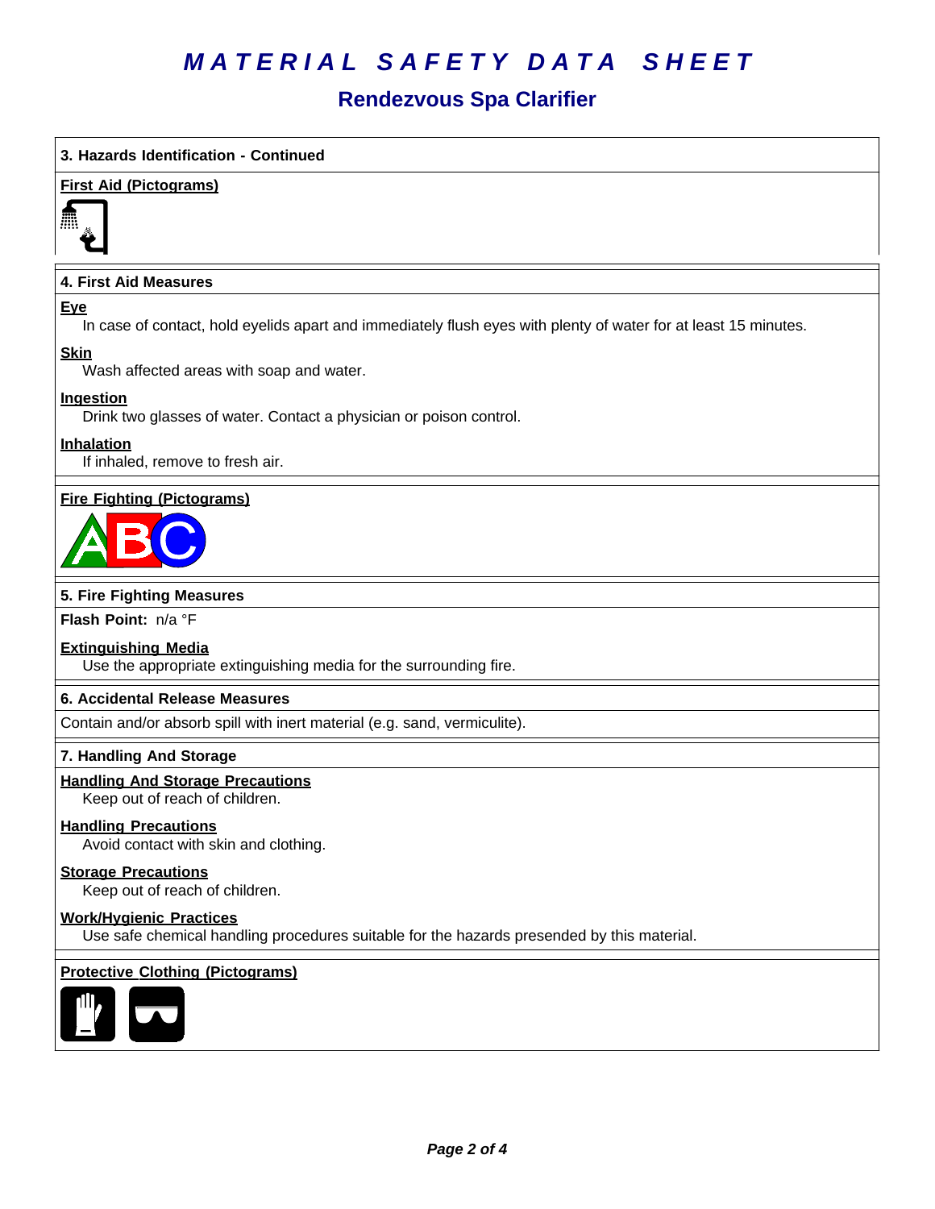# MATERIAL SAFETY DATA SHEET

## Rendezvous Spa Clarifier

### 3. Hazards Identification - Continued

**First Aid (Pictograms)**

### 4. First Aid Measures

**Eye**

In case of contact, hold eyelids apart and immediately flush eyes with plenty of water for at least 15 minutes.

**Skin**

Wash affected areas with soap and water.

**Ingestion**

Drink two glasses of water. Contact a physician or poison control.

**Inhalation**

If inhaled, remove to fresh air.

**Fire Fighting (Pictograms)**

### 5. Fire Fighting Measures

**Flash Point:** n/a °F

**Extinguishing Media**

Use the appropriate extinguishing media for the surrounding fire.

### 6. Accidental Release Measures

Contain and/or absorb spill with inert material (e.g. sand, vermiculite).

### 7. Handling And Storage

**Handling And Storage Precautions**

Keep out of reach of children.

**Handling Precautions**

Avoid contact with skin and clothing.

**Storage Precautions**

Keep out of reach of children.

**Work/Hygienic Practices**

Use safe chemical handling procedures suitable for the hazards presended by this material.

**Protective Clothing (Pictograms)**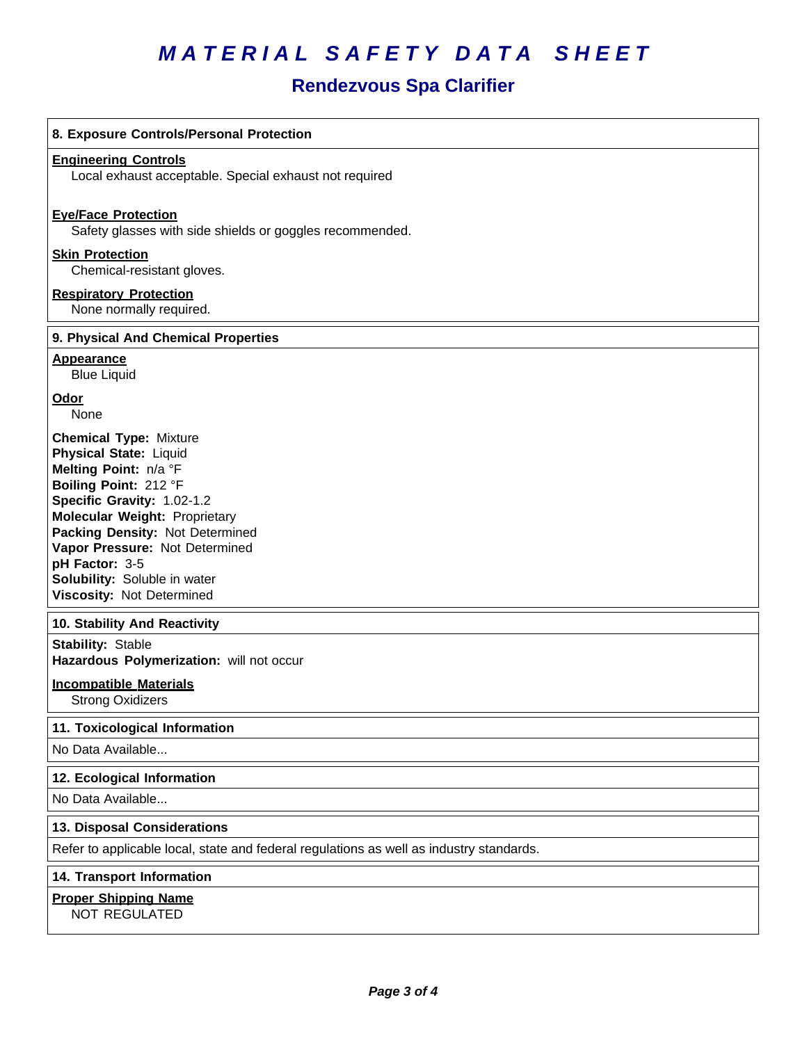# MATERIAL SAFETY DATA SHEET

## Rendezvous Spa Clarifier

### 8. Exposure Controls/Personal Protection

**Engineering Controls**

Local exhaust acceptable. Special exhaust not required

**Eye/Face Protection**

Safety glasses with side shields or goggles recommended.

**Skin Protection**

Chemical-resistant gloves.

**Respiratory Protection**

None normally required.

### 9. Physical And Chemical Properties

**Appearance**

Blue Liquid

**Odor**

None

**Chemical Type:** Mixture
**Physical State:** Liquid
**Melting Point:** n/a °F
**Boiling Point:** 212 °F
**Specific Gravity:** 1.02-1.2
**Molecular Weight:** Proprietary
**Packing Density:** Not Determined
**Vapor Pressure:** Not Determined
**pH Factor:** 3-5
**Solubility:** Soluble in water
**Viscosity:** Not Determined

### 10. Stability And Reactivity

**Stability:** Stable
**Hazardous Polymerization:** will not occur

**Incompatible Materials**

Strong Oxidizers

### 11. Toxicological Information

No Data Available...

### 12. Ecological Information

No Data Available...

### 13. Disposal Considerations

Refer to applicable local, state and federal regulations as well as industry standards.

### 14. Transport Information

**Proper Shipping Name**

NOT REGULATED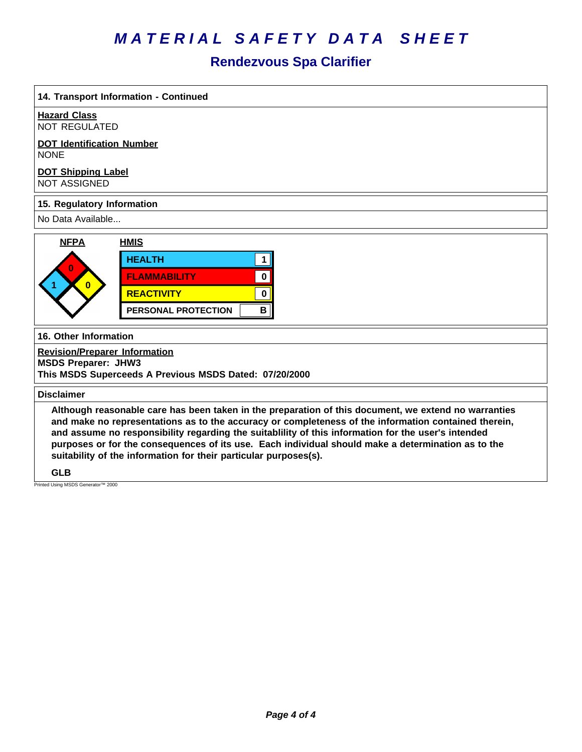# MATERIAL SAFETY DATA SHEET

## Rendezvous Spa Clarifier

### 14. Transport Information - Continued

**Hazard Class**
NOT REGULATED

**DOT Identification Number**
NONE

**DOT Shipping Label**
NOT ASSIGNED

### 15. Regulatory Information

No Data Available...

**NFPA**

0
1 0

**HMIS**

| | |
|---|---|
| HEALTH | 1 |
| FLAMMABILITY | 0 |
| REACTIVITY | 0 |
| PERSONAL PROTECTION | B |

### 16. Other Information

**Revision/Preparer Information**
**MSDS Preparer: JHW3**
**This MSDS Superceeds A Previous MSDS Dated: 07/20/2000**

### Disclaimer

**Although reasonable care has been taken in the preparation of this document, we extend no warranties and make no representations as to the accuracy or completeness of the information contained therein, and assume no responsibility regarding the suitablility of this information for the user's intended purposes or for the consequences of its use. Each individual should make a determination as to the suitability of the information for their particular purposes(s).**

**GLB**

Printed Using MSDS Generator™ 2000